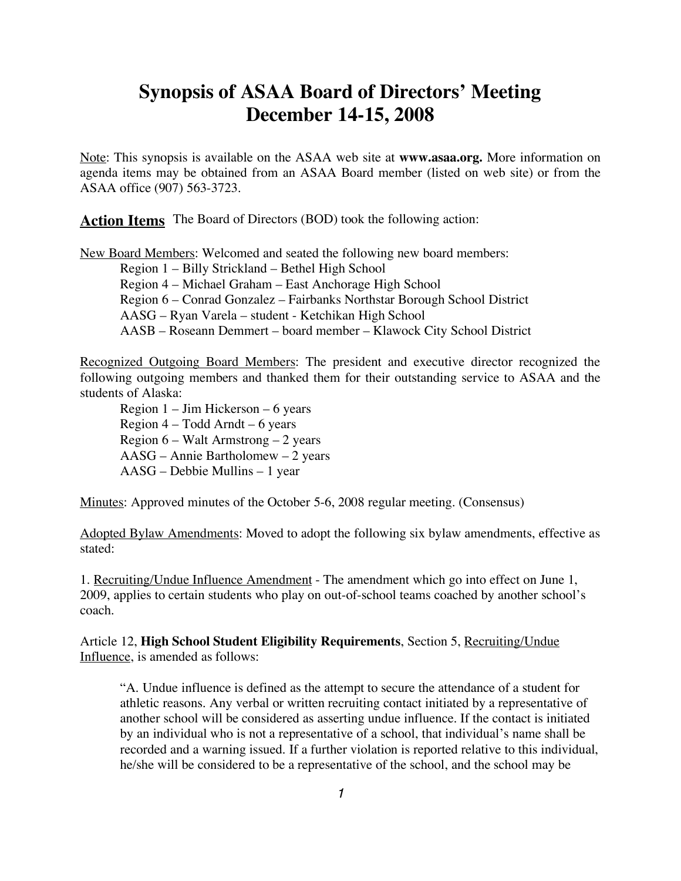# Synopsis of ASAA Board of Directors' Meeting
# December 14-15, 2008

Note: This synopsis is available on the ASAA web site at **www.asaa.org.** More information on agenda items may be obtained from an ASAA Board member (listed on web site) or from the ASAA office (907) 563-3723.

**Action Items** The Board of Directors (BOD) took the following action:

New Board Members: Welcomed and seated the following new board members:

Region 1 – Billy Strickland – Bethel High School
Region 4 – Michael Graham – East Anchorage High School
Region 6 – Conrad Gonzalez – Fairbanks Northstar Borough School District
AASG – Ryan Varela – student - Ketchikan High School
AASB – Roseann Demmert – board member – Klawock City School District

Recognized Outgoing Board Members: The president and executive director recognized the following outgoing members and thanked them for their outstanding service to ASAA and the students of Alaska:

Region 1 – Jim Hickerson – 6 years
Region 4 – Todd Arndt – 6 years
Region 6 – Walt Armstrong – 2 years
AASG – Annie Bartholomew – 2 years
AASG – Debbie Mullins – 1 year

Minutes: Approved minutes of the October 5-6, 2008 regular meeting. (Consensus)

Adopted Bylaw Amendments: Moved to adopt the following six bylaw amendments, effective as stated:

1. Recruiting/Undue Influence Amendment - The amendment which go into effect on June 1, 2009, applies to certain students who play on out-of-school teams coached by another school's coach.

Article 12, **High School Student Eligibility Requirements**, Section 5, Recruiting/Undue Influence, is amended as follows:

> "A. Undue influence is defined as the attempt to secure the attendance of a student for athletic reasons. Any verbal or written recruiting contact initiated by a representative of another school will be considered as asserting undue influence. If the contact is initiated by an individual who is not a representative of a school, that individual's name shall be recorded and a warning issued. If a further violation is reported relative to this individual, he/she will be considered to be a representative of the school, and the school may be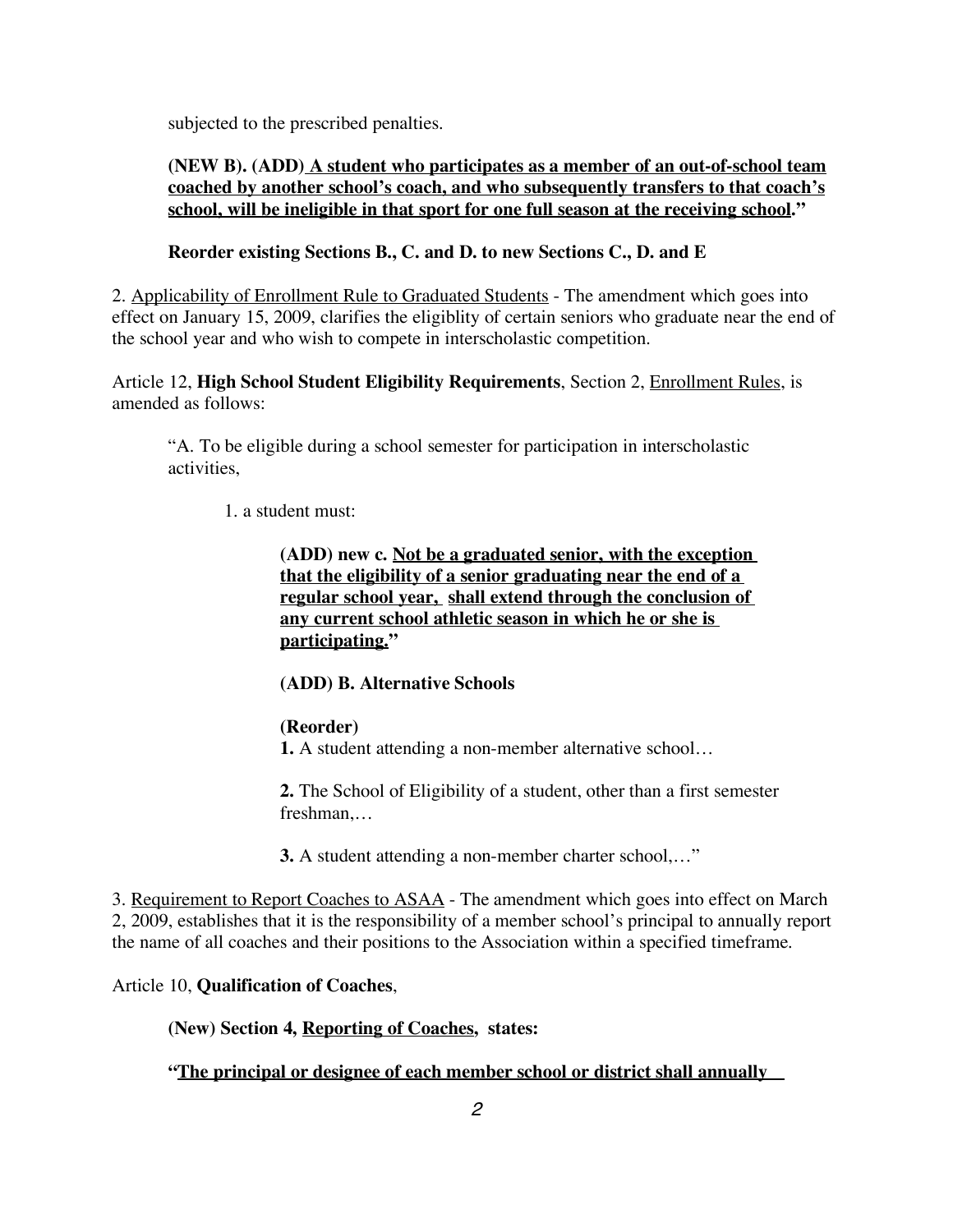subjected to the prescribed penalties.

**(NEW B). (ADD) <u>A student who participates as a member of an out-of-school team coached by another school's coach, and who subsequently transfers to that coach's school, will be ineligible in that sport for one full season at the receiving school</u>."**

**Reorder existing Sections B., C. and D. to new Sections C., D. and E**

2. <u>Applicability of Enrollment Rule to Graduated Students</u> - The amendment which goes into effect on January 15, 2009, clarifies the eligiblity of certain seniors who graduate near the end of the school year and who wish to compete in interscholastic competition.

Article 12, **High School Student Eligibility Requirements**, Section 2, <u>Enrollment Rules</u>, is amended as follows:

"A. To be eligible during a school semester for participation in interscholastic activities,

1. a student must:

**(ADD) new c. <u>Not be a graduated senior, with the exception that the eligibility of a senior graduating near the end of a regular school year, shall extend through the conclusion of any current school athletic season in which he or she is participating.</u>"**

**(ADD) B. Alternative Schools**

**(Reorder)**
**1.** A student attending a non-member alternative school…

**2.** The School of Eligibility of a student, other than a first semester freshman,…

**3.** A student attending a non-member charter school,…"

3. <u>Requirement to Report Coaches to ASAA</u> - The amendment which goes into effect on March 2, 2009, establishes that it is the responsibility of a member school's principal to annually report the name of all coaches and their positions to the Association within a specified timeframe.

Article 10, **Qualification of Coaches**,

**(New) Section 4, <u>Reporting of Coaches</u>, states:**

**"<u>The principal or designee of each member school or district shall annually</u>**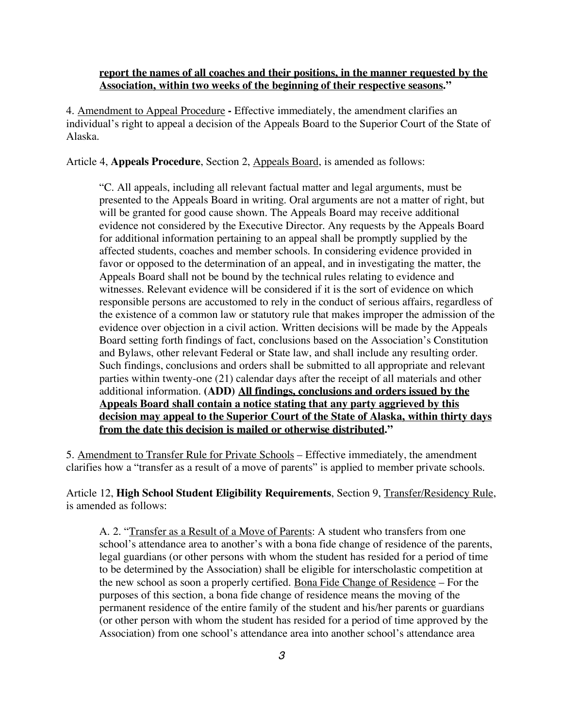**<u>report the names of all coaches and their positions, in the manner requested by the Association, within two weeks of the beginning of their respective seasons</u>."**

4. <u>Amendment to Appeal Procedure</u> **-** Effective immediately, the amendment clarifies an individual's right to appeal a decision of the Appeals Board to the Superior Court of the State of Alaska.

Article 4, **Appeals Procedure**, Section 2, <u>Appeals Board</u>, is amended as follows:

> "C. All appeals, including all relevant factual matter and legal arguments, must be presented to the Appeals Board in writing. Oral arguments are not a matter of right, but will be granted for good cause shown. The Appeals Board may receive additional evidence not considered by the Executive Director. Any requests by the Appeals Board for additional information pertaining to an appeal shall be promptly supplied by the affected students, coaches and member schools. In considering evidence provided in favor or opposed to the determination of an appeal, and in investigating the matter, the Appeals Board shall not be bound by the technical rules relating to evidence and witnesses. Relevant evidence will be considered if it is the sort of evidence on which responsible persons are accustomed to rely in the conduct of serious affairs, regardless of the existence of a common law or statutory rule that makes improper the admission of the evidence over objection in a civil action. Written decisions will be made by the Appeals Board setting forth findings of fact, conclusions based on the Association's Constitution and Bylaws, other relevant Federal or State law, and shall include any resulting order. Such findings, conclusions and orders shall be submitted to all appropriate and relevant parties within twenty-one (21) calendar days after the receipt of all materials and other additional information. **(ADD) <u>All findings, conclusions and orders issued by the Appeals Board shall contain a notice stating that any party aggrieved by this decision may appeal to the Superior Court of the State of Alaska, within thirty days from the date this decision is mailed or otherwise distributed</u>."**

5. <u>Amendment to Transfer Rule for Private Schools</u> – Effective immediately, the amendment clarifies how a "transfer as a result of a move of parents" is applied to member private schools.

Article 12, **High School Student Eligibility Requirements**, Section 9, <u>Transfer/Residency Rule</u>, is amended as follows:

> A. 2. "<u>Transfer as a Result of a Move of Parents</u>: A student who transfers from one school's attendance area to another's with a bona fide change of residence of the parents, legal guardians (or other persons with whom the student has resided for a period of time to be determined by the Association) shall be eligible for interscholastic competition at the new school as soon a properly certified. <u>Bona Fide Change of Residence</u> – For the purposes of this section, a bona fide change of residence means the moving of the permanent residence of the entire family of the student and his/her parents or guardians (or other person with whom the student has resided for a period of time approved by the Association) from one school's attendance area into another school's attendance area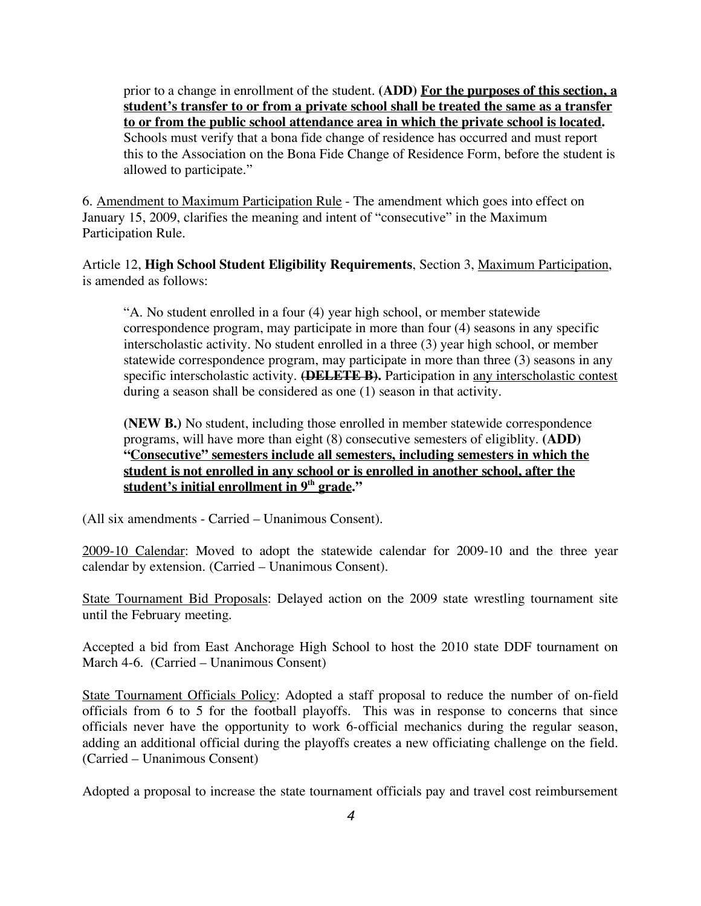prior to a change in enrollment of the student. **(ADD) <u>For the purposes of this section, a student's transfer to or from a private school shall be treated the same as a transfer to or from the public school attendance area in which the private school is located</u>.** Schools must verify that a bona fide change of residence has occurred and must report this to the Association on the Bona Fide Change of Residence Form, before the student is allowed to participate."

6. <u>Amendment to Maximum Participation Rule</u> - The amendment which goes into effect on January 15, 2009, clarifies the meaning and intent of "consecutive" in the Maximum Participation Rule.

Article 12, **High School Student Eligibility Requirements**, Section 3, <u>Maximum Participation</u>, is amended as follows:

> "A. No student enrolled in a four (4) year high school, or member statewide correspondence program, may participate in more than four (4) seasons in any specific interscholastic activity. No student enrolled in a three (3) year high school, or member statewide correspondence program, may participate in more than three (3) seasons in any specific interscholastic activity. **~~(DELETE B)~~.** Participation in <u>any interscholastic contest</u> during a season shall be considered as one (1) season in that activity.
>
> **(NEW B.)** No student, including those enrolled in member statewide correspondence programs, will have more than eight (8) consecutive semesters of eligiblity. **(ADD) <u>"Consecutive" semesters include all semesters, including semesters in which the student is not enrolled in any school or is enrolled in another school, after the student's initial enrollment in 9th grade</u>."**

(All six amendments - Carried – Unanimous Consent).

<u>2009-10 Calendar</u>: Moved to adopt the statewide calendar for 2009-10 and the three year calendar by extension. (Carried – Unanimous Consent).

<u>State Tournament Bid Proposals</u>: Delayed action on the 2009 state wrestling tournament site until the February meeting.

Accepted a bid from East Anchorage High School to host the 2010 state DDF tournament on March 4-6. (Carried – Unanimous Consent)

<u>State Tournament Officials Policy</u>: Adopted a staff proposal to reduce the number of on-field officials from 6 to 5 for the football playoffs. This was in response to concerns that since officials never have the opportunity to work 6-official mechanics during the regular season, adding an additional official during the playoffs creates a new officiating challenge on the field. (Carried – Unanimous Consent)

Adopted a proposal to increase the state tournament officials pay and travel cost reimbursement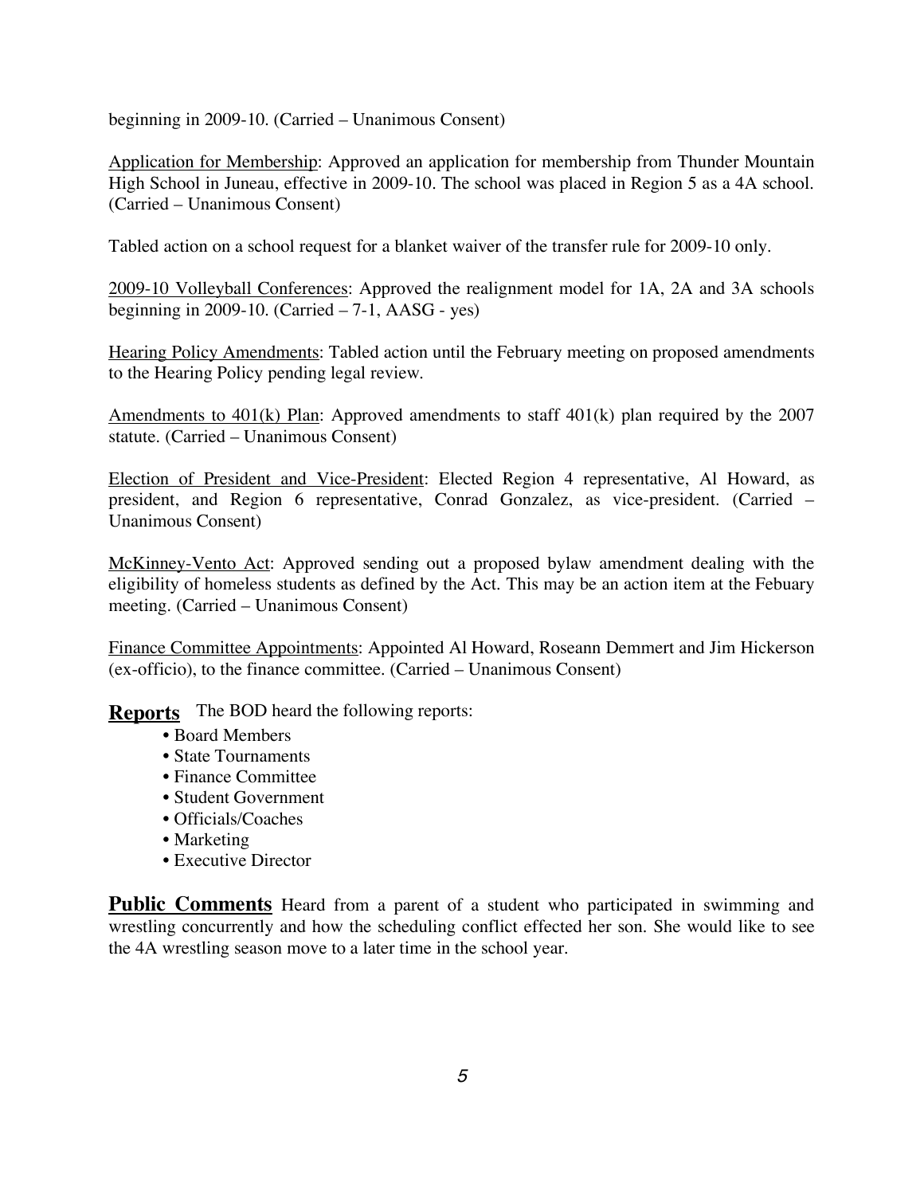beginning in 2009-10. (Carried – Unanimous Consent)

Application for Membership: Approved an application for membership from Thunder Mountain High School in Juneau, effective in 2009-10. The school was placed in Region 5 as a 4A school. (Carried – Unanimous Consent)

Tabled action on a school request for a blanket waiver of the transfer rule for 2009-10 only.

2009-10 Volleyball Conferences: Approved the realignment model for 1A, 2A and 3A schools beginning in 2009-10. (Carried – 7-1, AASG - yes)

Hearing Policy Amendments: Tabled action until the February meeting on proposed amendments to the Hearing Policy pending legal review.

Amendments to 401(k) Plan: Approved amendments to staff 401(k) plan required by the 2007 statute. (Carried – Unanimous Consent)

Election of President and Vice-President: Elected Region 4 representative, Al Howard, as president, and Region 6 representative, Conrad Gonzalez, as vice-president. (Carried – Unanimous Consent)

McKinney-Vento Act: Approved sending out a proposed bylaw amendment dealing with the eligibility of homeless students as defined by the Act. This may be an action item at the Febuary meeting. (Carried – Unanimous Consent)

Finance Committee Appointments: Appointed Al Howard, Roseann Demmert and Jim Hickerson (ex-officio), to the finance committee. (Carried – Unanimous Consent)

**Reports** The BOD heard the following reports:

- Board Members
- State Tournaments
- Finance Committee
- Student Government
- Officials/Coaches
- Marketing
- Executive Director

**Public Comments** Heard from a parent of a student who participated in swimming and wrestling concurrently and how the scheduling conflict effected her son. She would like to see the 4A wrestling season move to a later time in the school year.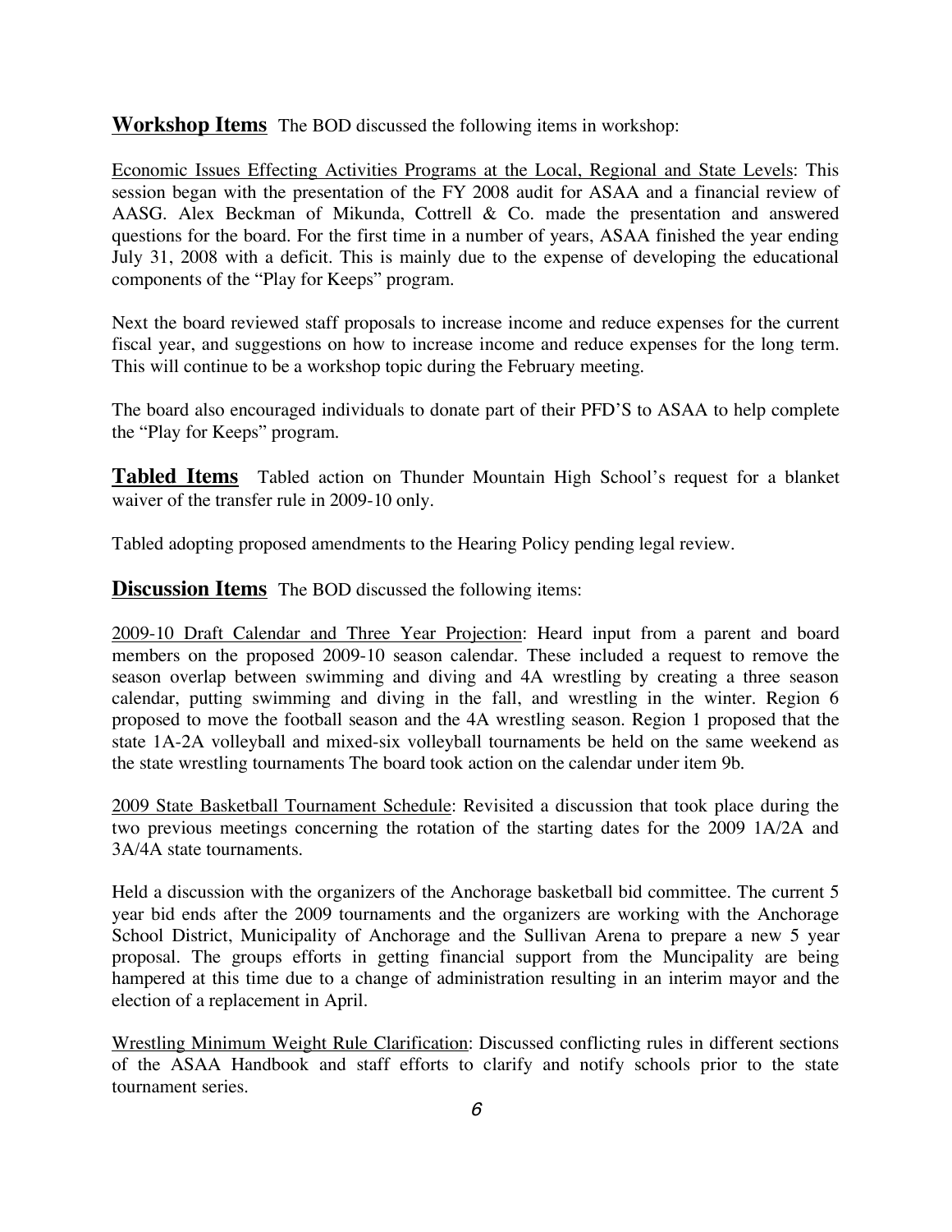**Workshop Items** The BOD discussed the following items in workshop:

Economic Issues Effecting Activities Programs at the Local, Regional and State Levels: This session began with the presentation of the FY 2008 audit for ASAA and a financial review of AASG. Alex Beckman of Mikunda, Cottrell & Co. made the presentation and answered questions for the board. For the first time in a number of years, ASAA finished the year ending July 31, 2008 with a deficit. This is mainly due to the expense of developing the educational components of the "Play for Keeps" program.

Next the board reviewed staff proposals to increase income and reduce expenses for the current fiscal year, and suggestions on how to increase income and reduce expenses for the long term. This will continue to be a workshop topic during the February meeting.

The board also encouraged individuals to donate part of their PFD'S to ASAA to help complete the "Play for Keeps" program.

**Tabled Items** Tabled action on Thunder Mountain High School's request for a blanket waiver of the transfer rule in 2009-10 only.

Tabled adopting proposed amendments to the Hearing Policy pending legal review.

**Discussion Items** The BOD discussed the following items:

2009-10 Draft Calendar and Three Year Projection: Heard input from a parent and board members on the proposed 2009-10 season calendar. These included a request to remove the season overlap between swimming and diving and 4A wrestling by creating a three season calendar, putting swimming and diving in the fall, and wrestling in the winter. Region 6 proposed to move the football season and the 4A wrestling season. Region 1 proposed that the state 1A-2A volleyball and mixed-six volleyball tournaments be held on the same weekend as the state wrestling tournaments The board took action on the calendar under item 9b.

2009 State Basketball Tournament Schedule: Revisited a discussion that took place during the two previous meetings concerning the rotation of the starting dates for the 2009 1A/2A and 3A/4A state tournaments.

Held a discussion with the organizers of the Anchorage basketball bid committee. The current 5 year bid ends after the 2009 tournaments and the organizers are working with the Anchorage School District, Municipality of Anchorage and the Sullivan Arena to prepare a new 5 year proposal. The groups efforts in getting financial support from the Muncipality are being hampered at this time due to a change of administration resulting in an interim mayor and the election of a replacement in April.

Wrestling Minimum Weight Rule Clarification: Discussed conflicting rules in different sections of the ASAA Handbook and staff efforts to clarify and notify schools prior to the state tournament series.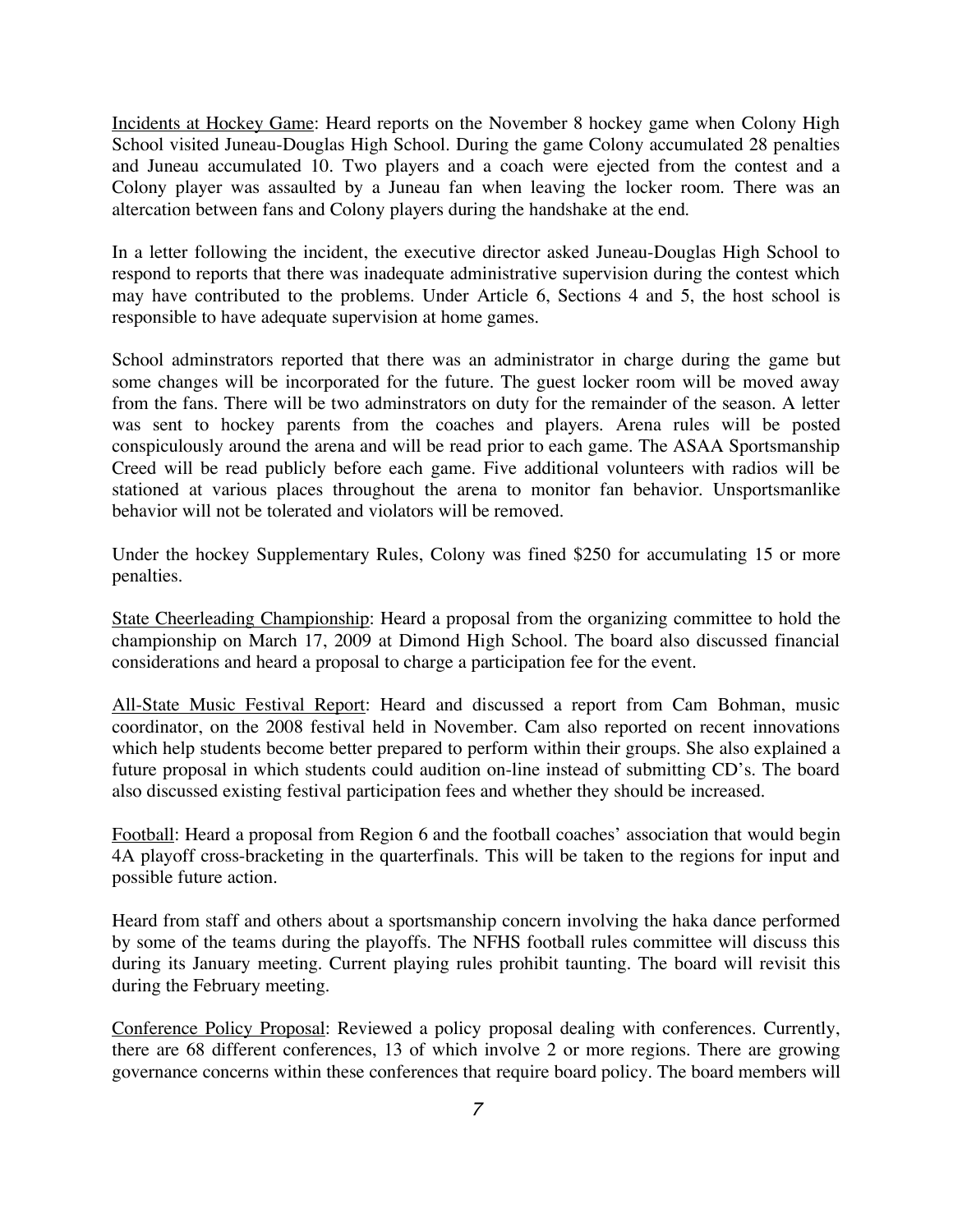Incidents at Hockey Game: Heard reports on the November 8 hockey game when Colony High School visited Juneau-Douglas High School. During the game Colony accumulated 28 penalties and Juneau accumulated 10. Two players and a coach were ejected from the contest and a Colony player was assaulted by a Juneau fan when leaving the locker room. There was an altercation between fans and Colony players during the handshake at the end.

In a letter following the incident, the executive director asked Juneau-Douglas High School to respond to reports that there was inadequate administrative supervision during the contest which may have contributed to the problems. Under Article 6, Sections 4 and 5, the host school is responsible to have adequate supervision at home games.

School adminstrators reported that there was an administrator in charge during the game but some changes will be incorporated for the future. The guest locker room will be moved away from the fans. There will be two adminstrators on duty for the remainder of the season. A letter was sent to hockey parents from the coaches and players. Arena rules will be posted conspicuously around the arena and will be read prior to each game. The ASAA Sportsmanship Creed will be read publicly before each game. Five additional volunteers with radios will be stationed at various places throughout the arena to monitor fan behavior. Unsportsmanlike behavior will not be tolerated and violators will be removed.

Under the hockey Supplementary Rules, Colony was fined $250 for accumulating 15 or more penalties.

State Cheerleading Championship: Heard a proposal from the organizing committee to hold the championship on March 17, 2009 at Dimond High School. The board also discussed financial considerations and heard a proposal to charge a participation fee for the event.

All-State Music Festival Report: Heard and discussed a report from Cam Bohman, music coordinator, on the 2008 festival held in November. Cam also reported on recent innovations which help students become better prepared to perform within their groups. She also explained a future proposal in which students could audition on-line instead of submitting CD's. The board also discussed existing festival participation fees and whether they should be increased.

Football: Heard a proposal from Region 6 and the football coaches' association that would begin 4A playoff cross-bracketing in the quarterfinals. This will be taken to the regions for input and possible future action.

Heard from staff and others about a sportsmanship concern involving the haka dance performed by some of the teams during the playoffs. The NFHS football rules committee will discuss this during its January meeting. Current playing rules prohibit taunting. The board will revisit this during the February meeting.

Conference Policy Proposal: Reviewed a policy proposal dealing with conferences. Currently, there are 68 different conferences, 13 of which involve 2 or more regions. There are growing governance concerns within these conferences that require board policy. The board members will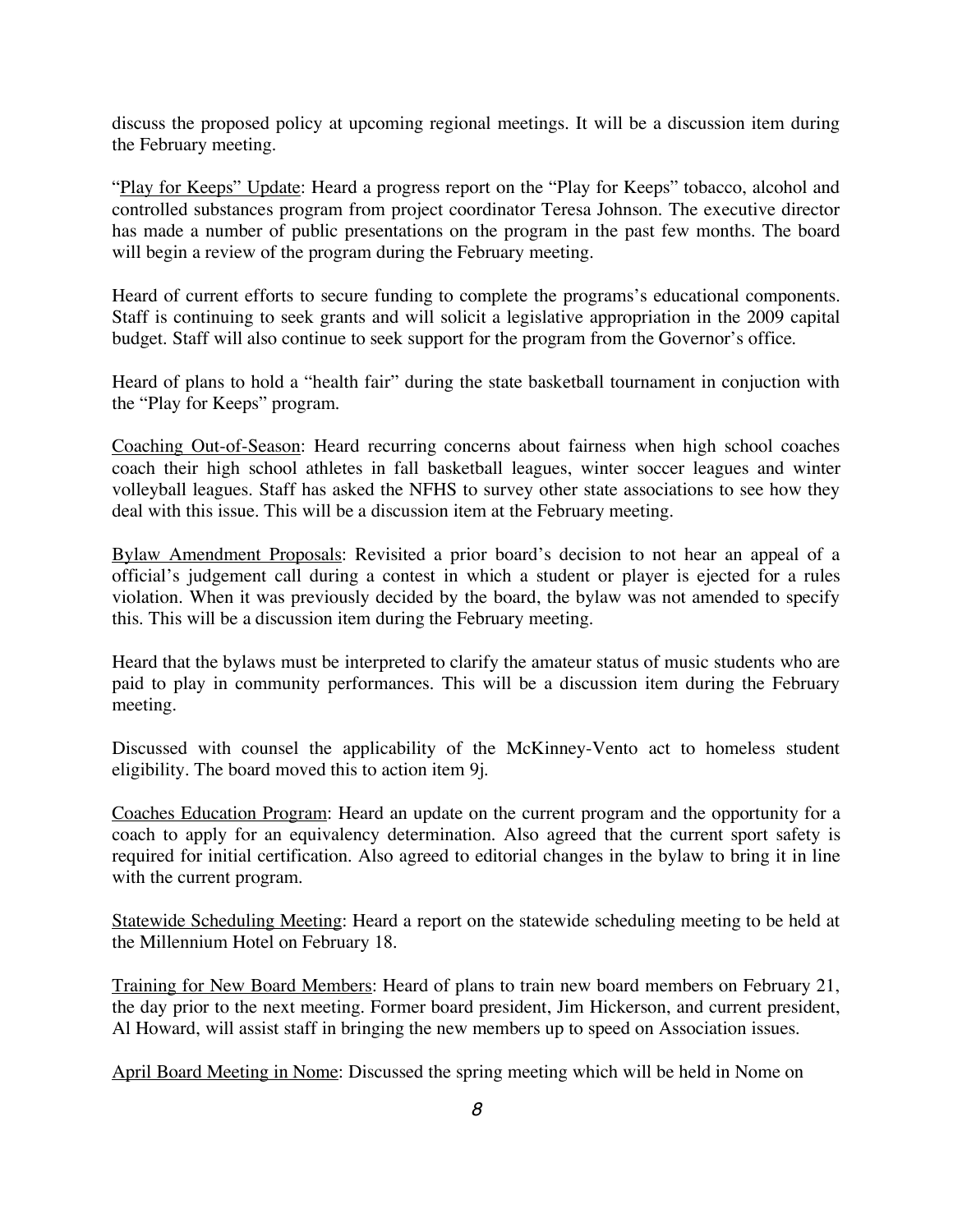discuss the proposed policy at upcoming regional meetings. It will be a discussion item during the February meeting.

"Play for Keeps" Update: Heard a progress report on the "Play for Keeps" tobacco, alcohol and controlled substances program from project coordinator Teresa Johnson. The executive director has made a number of public presentations on the program in the past few months. The board will begin a review of the program during the February meeting.

Heard of current efforts to secure funding to complete the programs's educational components. Staff is continuing to seek grants and will solicit a legislative appropriation in the 2009 capital budget. Staff will also continue to seek support for the program from the Governor's office.

Heard of plans to hold a "health fair" during the state basketball tournament in conjuction with the "Play for Keeps" program.

Coaching Out-of-Season: Heard recurring concerns about fairness when high school coaches coach their high school athletes in fall basketball leagues, winter soccer leagues and winter volleyball leagues. Staff has asked the NFHS to survey other state associations to see how they deal with this issue. This will be a discussion item at the February meeting.

Bylaw Amendment Proposals: Revisited a prior board's decision to not hear an appeal of a official's judgement call during a contest in which a student or player is ejected for a rules violation. When it was previously decided by the board, the bylaw was not amended to specify this. This will be a discussion item during the February meeting.

Heard that the bylaws must be interpreted to clarify the amateur status of music students who are paid to play in community performances. This will be a discussion item during the February meeting.

Discussed with counsel the applicability of the McKinney-Vento act to homeless student eligibility. The board moved this to action item 9j.

Coaches Education Program: Heard an update on the current program and the opportunity for a coach to apply for an equivalency determination. Also agreed that the current sport safety is required for initial certification. Also agreed to editorial changes in the bylaw to bring it in line with the current program.

Statewide Scheduling Meeting: Heard a report on the statewide scheduling meeting to be held at the Millennium Hotel on February 18.

Training for New Board Members: Heard of plans to train new board members on February 21, the day prior to the next meeting. Former board president, Jim Hickerson, and current president, Al Howard, will assist staff in bringing the new members up to speed on Association issues.

April Board Meeting in Nome: Discussed the spring meeting which will be held in Nome on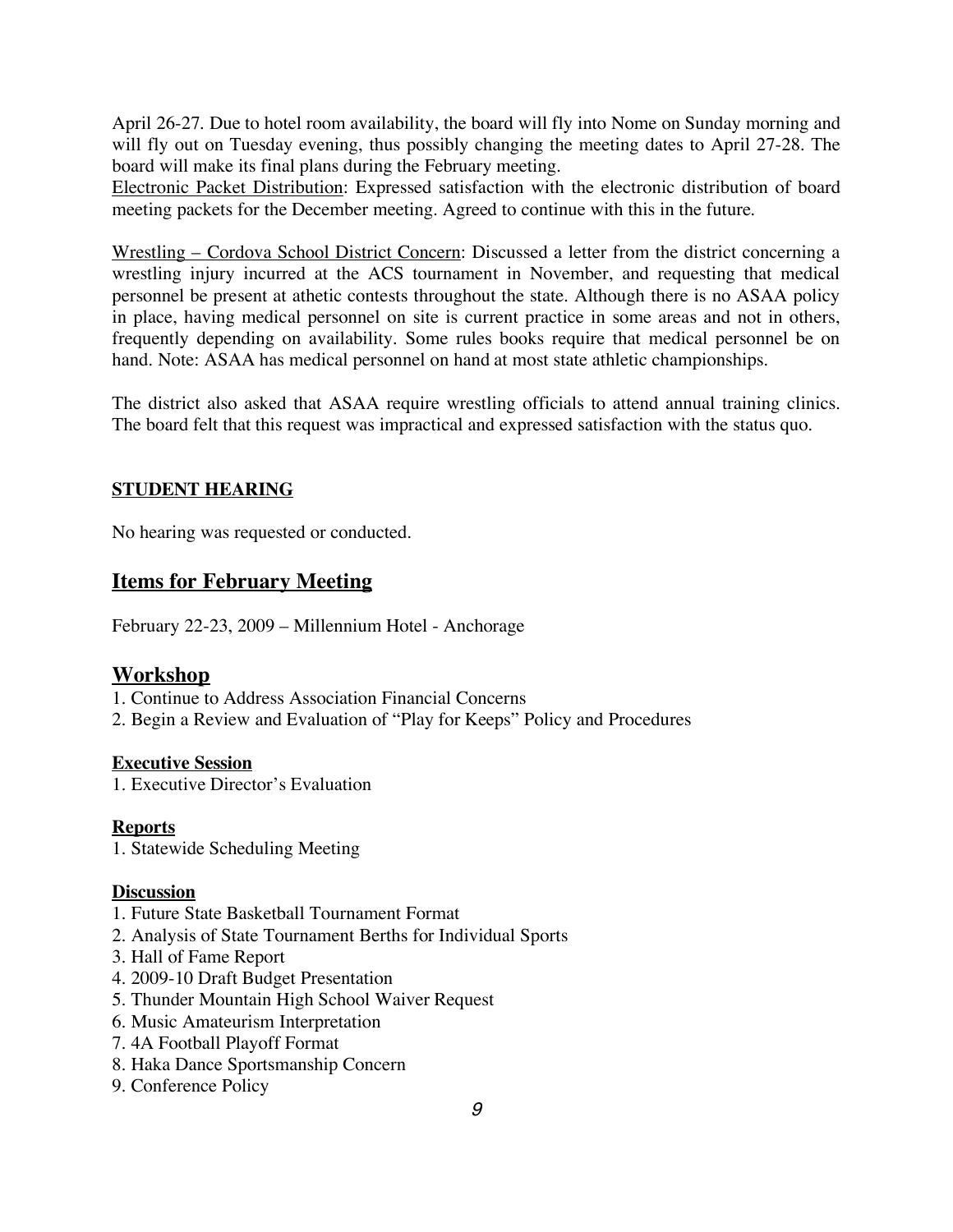April 26-27. Due to hotel room availability, the board will fly into Nome on Sunday morning and will fly out on Tuesday evening, thus possibly changing the meeting dates to April 27-28. The board will make its final plans during the February meeting.
Electronic Packet Distribution: Expressed satisfaction with the electronic distribution of board meeting packets for the December meeting. Agreed to continue with this in the future.

Wrestling – Cordova School District Concern: Discussed a letter from the district concerning a wrestling injury incurred at the ACS tournament in November, and requesting that medical personnel be present at athetic contests throughout the state. Although there is no ASAA policy in place, having medical personnel on site is current practice in some areas and not in others, frequently depending on availability. Some rules books require that medical personnel be on hand. Note: ASAA has medical personnel on hand at most state athletic championships.

The district also asked that ASAA require wrestling officials to attend annual training clinics. The board felt that this request was impractical and expressed satisfaction with the status quo.

**STUDENT HEARING**

No hearing was requested or conducted.

## Items for February Meeting

February 22-23, 2009 – Millennium Hotel - Anchorage

## Workshop

1. Continue to Address Association Financial Concerns
2. Begin a Review and Evaluation of "Play for Keeps" Policy and Procedures

**Executive Session**

1. Executive Director's Evaluation

**Reports**

1. Statewide Scheduling Meeting

**Discussion**

1. Future State Basketball Tournament Format
2. Analysis of State Tournament Berths for Individual Sports
3. Hall of Fame Report
4. 2009-10 Draft Budget Presentation
5. Thunder Mountain High School Waiver Request
6. Music Amateurism Interpretation
7. 4A Football Playoff Format
8. Haka Dance Sportsmanship Concern
9. Conference Policy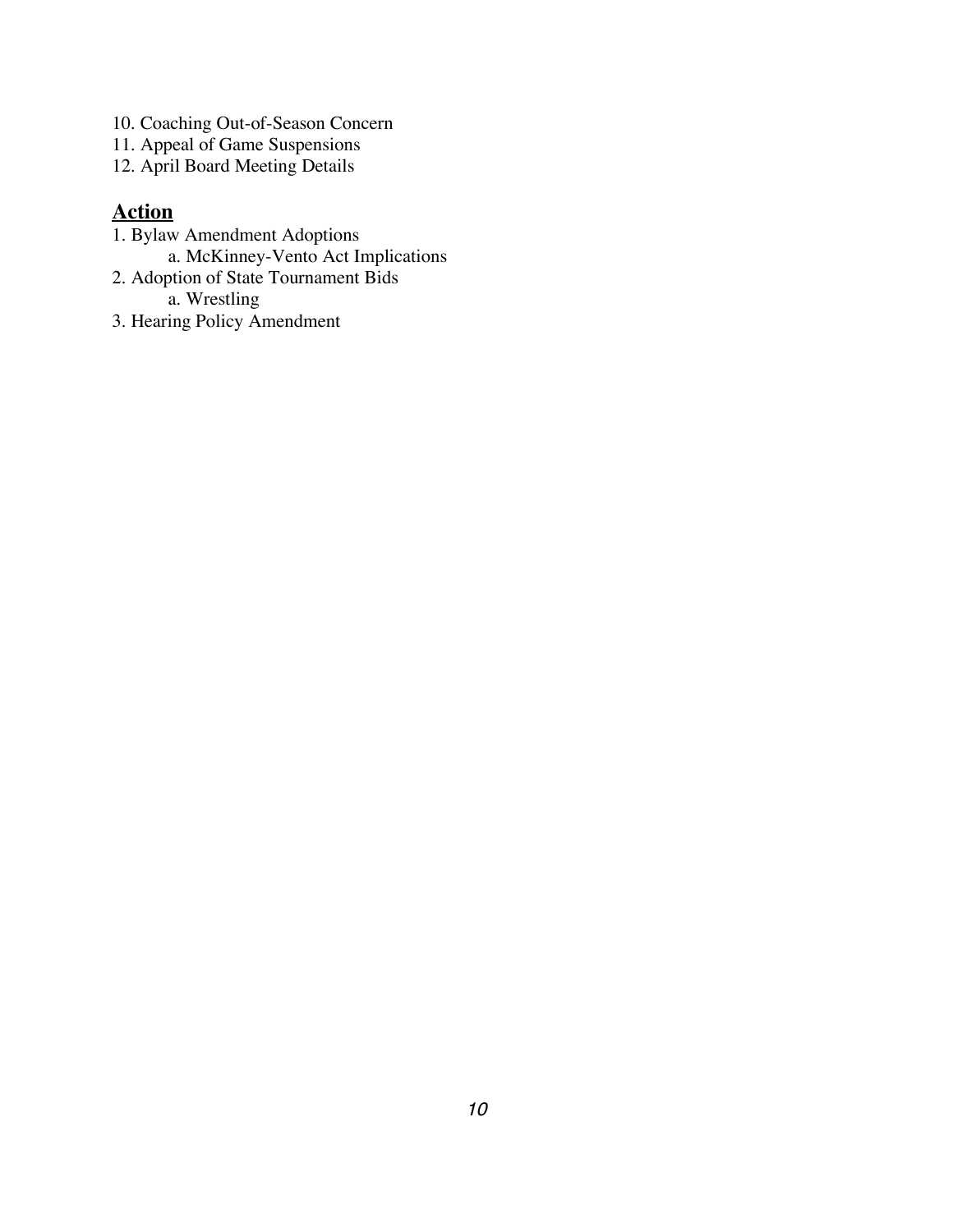10. Coaching Out-of-Season Concern
11. Appeal of Game Suspensions
12. April Board Meeting Details

## Action

1. Bylaw Amendment Adoptions
    a. McKinney-Vento Act Implications
2. Adoption of State Tournament Bids
    a. Wrestling
3. Hearing Policy Amendment